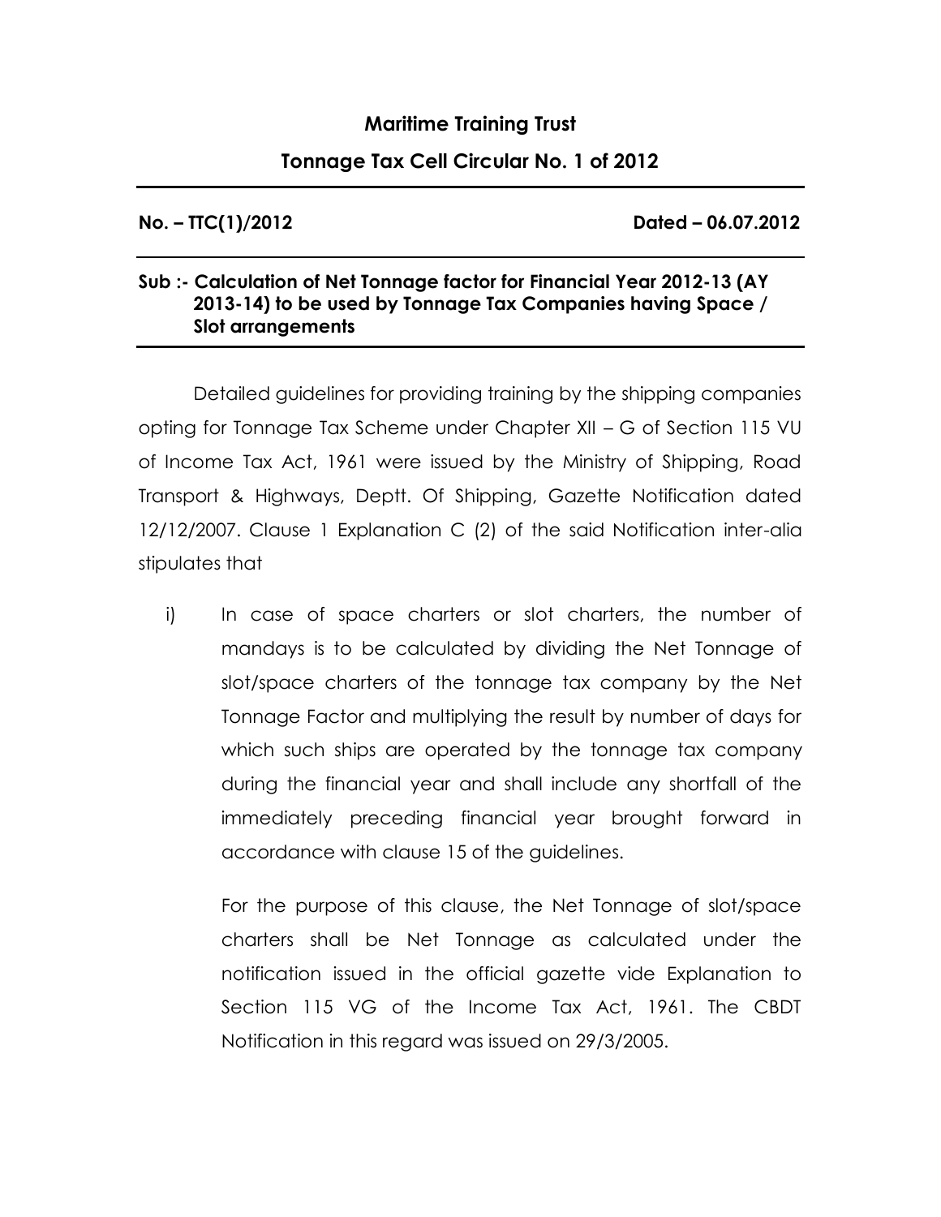**Maritime Training Trust**

**Tonnage Tax Cell Circular No. 1 of 2012**

**No. – TTC(1)/2012** **Dated – 06.07.2012**

**Sub :- Calculation of Net Tonnage factor for Financial Year 2012-13 (AY 2013-14) to be used by Tonnage Tax Companies having Space / Slot arrangements**

Detailed guidelines for providing training by the shipping companies opting for Tonnage Tax Scheme under Chapter XII – G of Section 115 VU of Income Tax Act, 1961 were issued by the Ministry of Shipping, Road Transport & Highways, Deptt. Of Shipping, Gazette Notification dated 12/12/2007. Clause 1 Explanation C (2) of the said Notification inter-alia stipulates that

i) In case of space charters or slot charters, the number of mandays is to be calculated by dividing the Net Tonnage of slot/space charters of the tonnage tax company by the Net Tonnage Factor and multiplying the result by number of days for which such ships are operated by the tonnage tax company during the financial year and shall include any shortfall of the immediately preceding financial year brought forward in accordance with clause 15 of the guidelines.

   For the purpose of this clause, the Net Tonnage of slot/space charters shall be Net Tonnage as calculated under the notification issued in the official gazette vide Explanation to Section 115 VG of the Income Tax Act, 1961. The CBDT Notification in this regard was issued on 29/3/2005.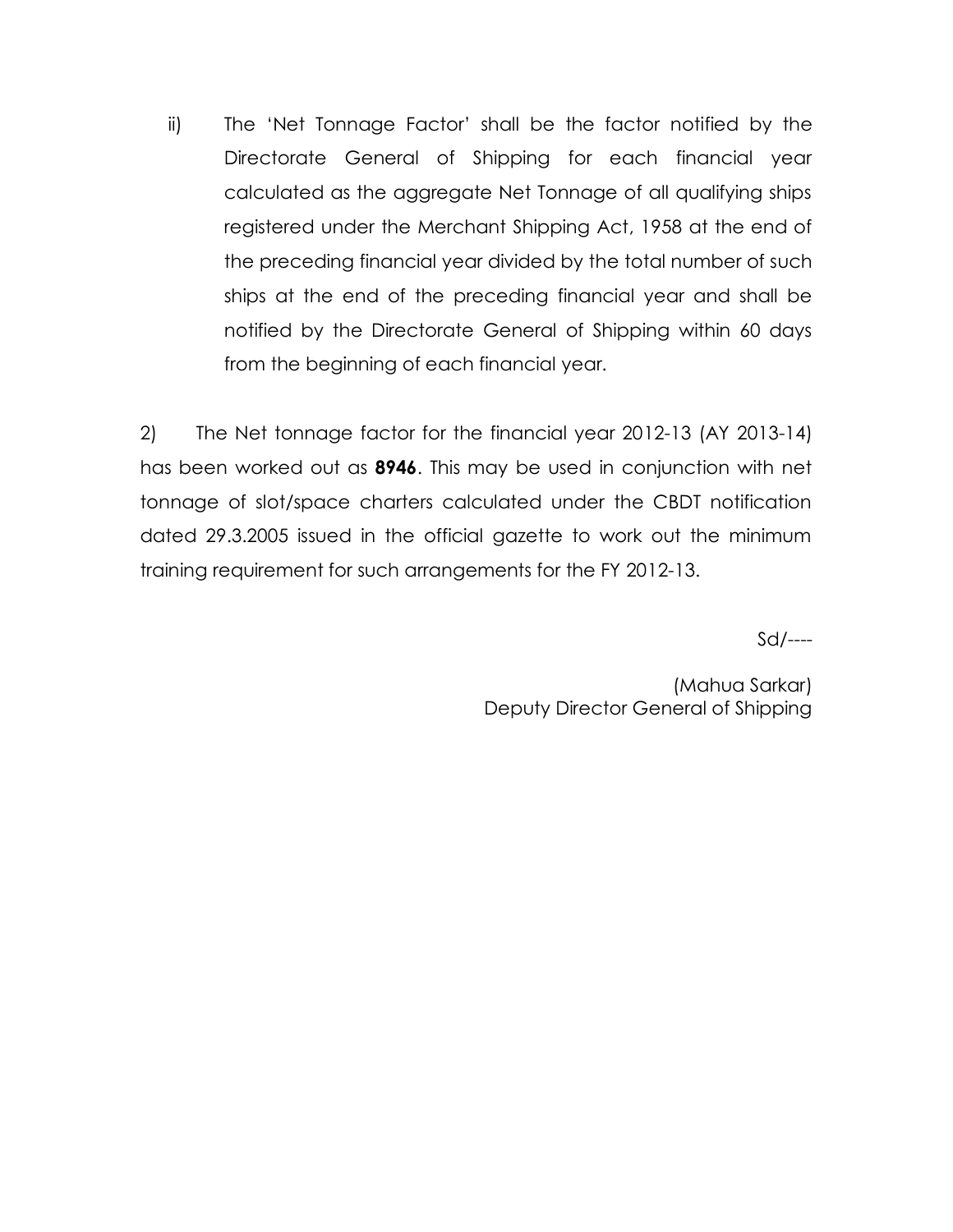ii) The 'Net Tonnage Factor' shall be the factor notified by the Directorate General of Shipping for each financial year calculated as the aggregate Net Tonnage of all qualifying ships registered under the Merchant Shipping Act, 1958 at the end of the preceding financial year divided by the total number of such ships at the end of the preceding financial year and shall be notified by the Directorate General of Shipping within 60 days from the beginning of each financial year.

2) The Net tonnage factor for the financial year 2012-13 (AY 2013-14) has been worked out as **8946**. This may be used in conjunction with net tonnage of slot/space charters calculated under the CBDT notification dated 29.3.2005 issued in the official gazette to work out the minimum training requirement for such arrangements for the FY 2012-13.

Sd/----

(Mahua Sarkar)
Deputy Director General of Shipping